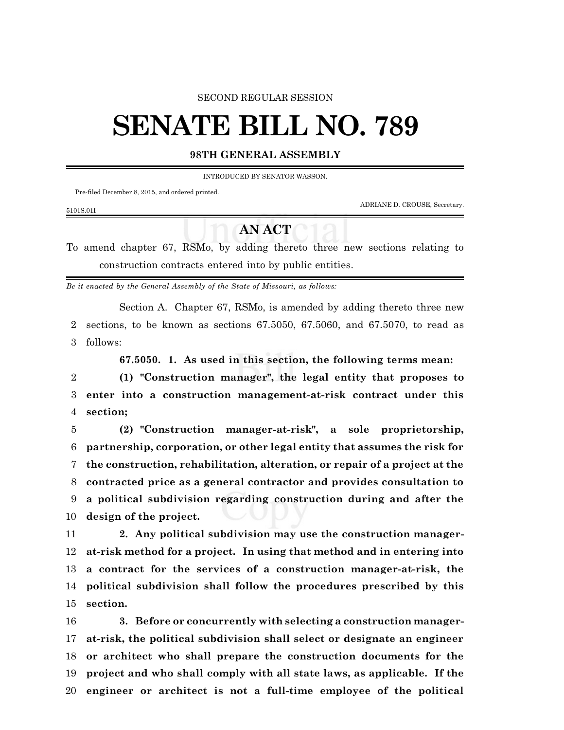SECOND REGULAR SESSION

# SENATE BILL NO. 789

**98TH GENERAL ASSEMBLY**

INTRODUCED BY SENATOR WASSON.

Pre-filed December 8, 2015, and ordered printed.

ADRIANE D. CROUSE, Secretary.

5101S.01I

## AN ACT

To amend chapter 67, RSMo, by adding thereto three new sections relating to construction contracts entered into by public entities.

*Be it enacted by the General Assembly of the State of Missouri, as follows:*

Section A. Chapter 67, RSMo, is amended by adding thereto three new sections, to be known as sections 67.5050, 67.5060, and 67.5070, to read as follows:

**67.5050. 1. As used in this section, the following terms mean:**

**(1) "Construction manager", the legal entity that proposes to enter into a construction management-at-risk contract under this section;**

**(2) "Construction manager-at-risk", a sole proprietorship, partnership, corporation, or other legal entity that assumes the risk for the construction, rehabilitation, alteration, or repair of a project at the contracted price as a general contractor and provides consultation to a political subdivision regarding construction during and after the design of the project.**

**2. Any political subdivision may use the construction manager-at-risk method for a project. In using that method and in entering into a contract for the services of a construction manager-at-risk, the political subdivision shall follow the procedures prescribed by this section.**

**3. Before or concurrently with selecting a construction manager-at-risk, the political subdivision shall select or designate an engineer or architect who shall prepare the construction documents for the project and who shall comply with all state laws, as applicable. If the engineer or architect is not a full-time employee of the political**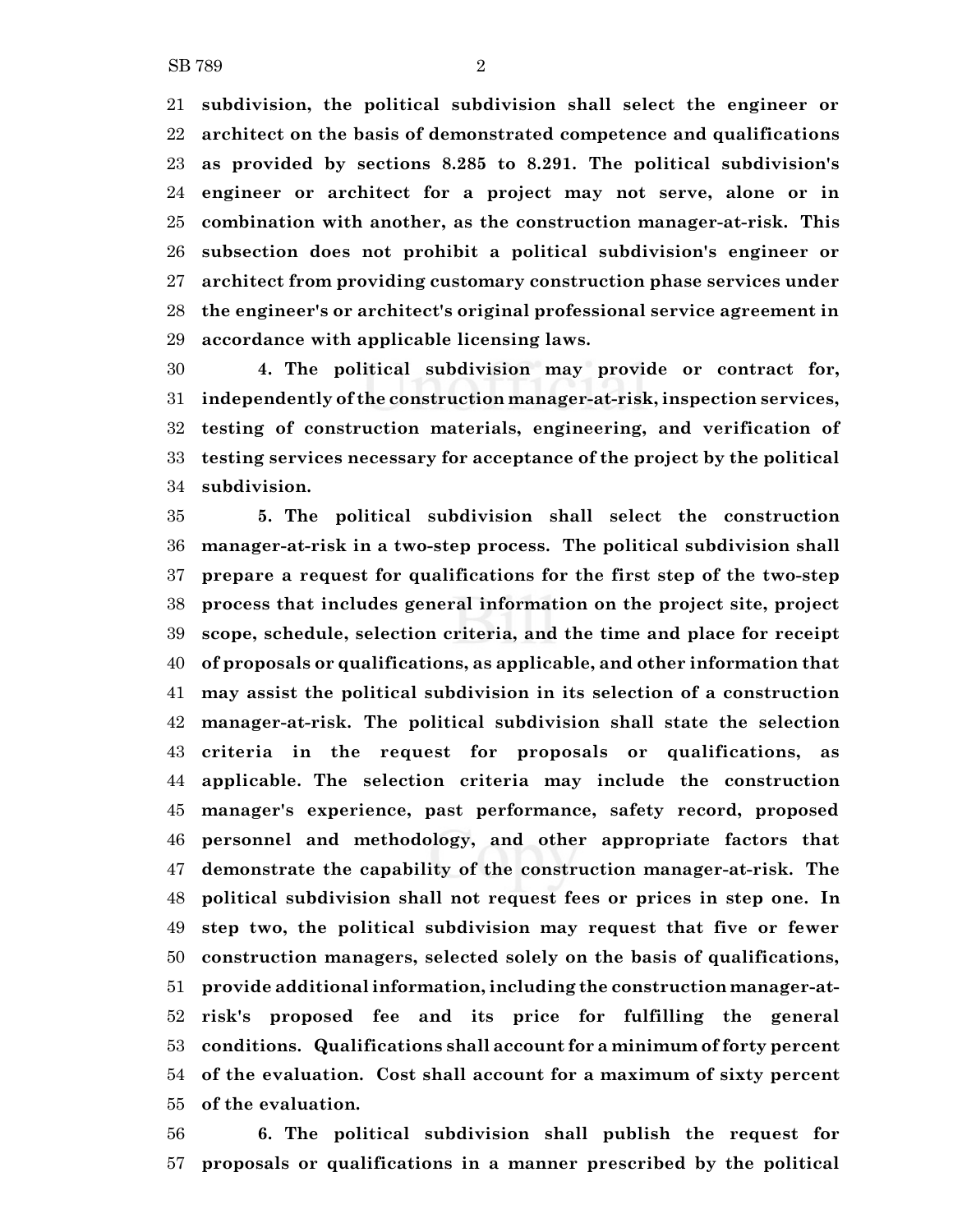**subdivision, the political subdivision shall select the engineer or architect on the basis of demonstrated competence and qualifications as provided by sections 8.285 to 8.291. The political subdivision's engineer or architect for a project may not serve, alone or in combination with another, as the construction manager-at-risk. This subsection does not prohibit a political subdivision's engineer or architect from providing customary construction phase services under the engineer's or architect's original professional service agreement in accordance with applicable licensing laws.**

**4. The political subdivision may provide or contract for, independently of the construction manager-at-risk, inspection services, testing of construction materials, engineering, and verification of testing services necessary for acceptance of the project by the political subdivision.**

**5. The political subdivision shall select the construction manager-at-risk in a two-step process. The political subdivision shall prepare a request for qualifications for the first step of the two-step process that includes general information on the project site, project scope, schedule, selection criteria, and the time and place for receipt of proposals or qualifications, as applicable, and other information that may assist the political subdivision in its selection of a construction manager-at-risk. The political subdivision shall state the selection criteria in the request for proposals or qualifications, as applicable. The selection criteria may include the construction manager's experience, past performance, safety record, proposed personnel and methodology, and other appropriate factors that demonstrate the capability of the construction manager-at-risk. The political subdivision shall not request fees or prices in step one. In step two, the political subdivision may request that five or fewer construction managers, selected solely on the basis of qualifications, provide additional information, including the construction manager-at-risk's proposed fee and its price for fulfilling the general conditions. Qualifications shall account for a minimum of forty percent of the evaluation. Cost shall account for a maximum of sixty percent of the evaluation.**

**6. The political subdivision shall publish the request for proposals or qualifications in a manner prescribed by the political**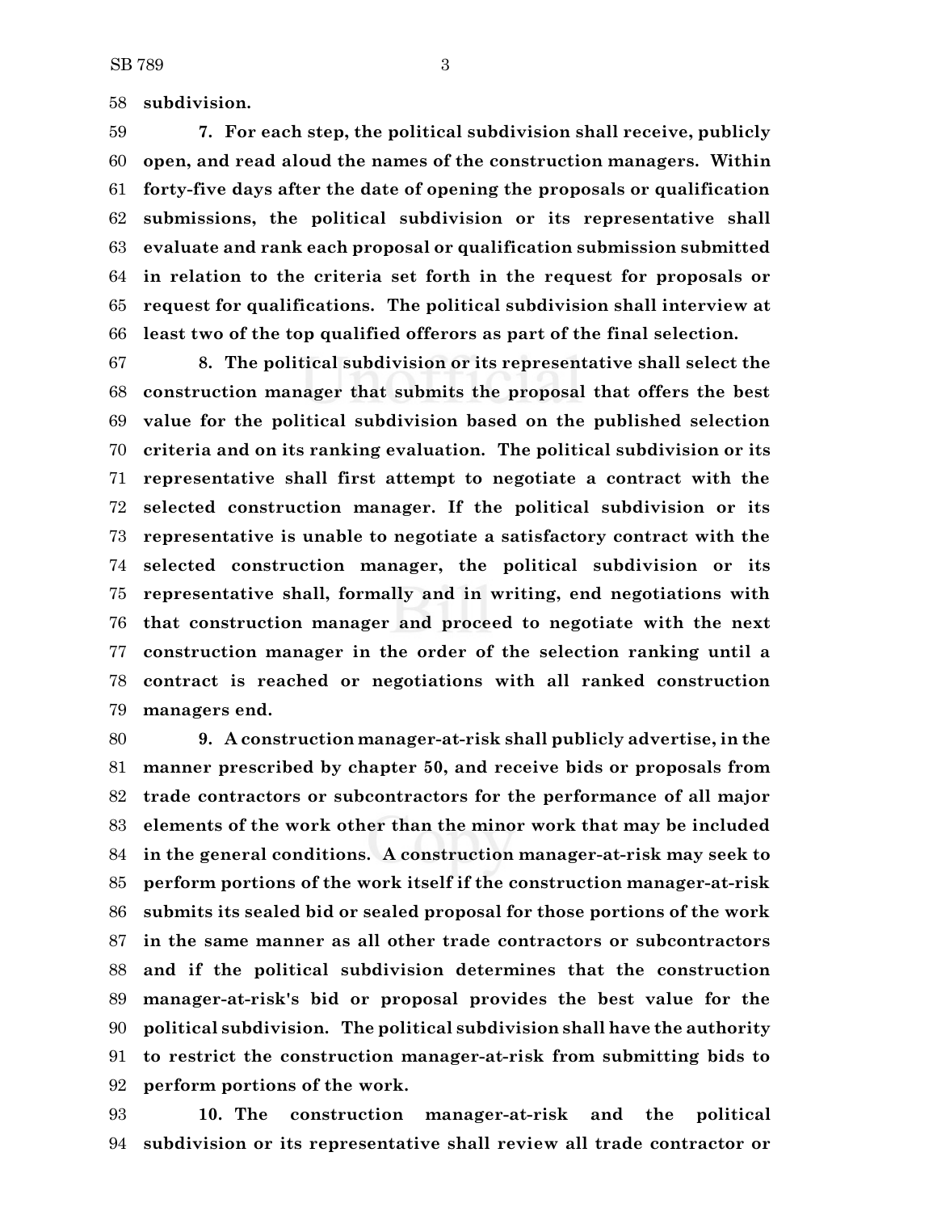**subdivision.**

**7. For each step, the political subdivision shall receive, publicly open, and read aloud the names of the construction managers. Within forty-five days after the date of opening the proposals or qualification submissions, the political subdivision or its representative shall evaluate and rank each proposal or qualification submission submitted in relation to the criteria set forth in the request for proposals or request for qualifications. The political subdivision shall interview at least two of the top qualified offerors as part of the final selection.**

**8. The political subdivision or its representative shall select the construction manager that submits the proposal that offers the best value for the political subdivision based on the published selection criteria and on its ranking evaluation. The political subdivision or its representative shall first attempt to negotiate a contract with the selected construction manager. If the political subdivision or its representative is unable to negotiate a satisfactory contract with the selected construction manager, the political subdivision or its representative shall, formally and in writing, end negotiations with that construction manager and proceed to negotiate with the next construction manager in the order of the selection ranking until a contract is reached or negotiations with all ranked construction managers end.**

**9. A construction manager-at-risk shall publicly advertise, in the manner prescribed by chapter 50, and receive bids or proposals from trade contractors or subcontractors for the performance of all major elements of the work other than the minor work that may be included in the general conditions. A construction manager-at-risk may seek to perform portions of the work itself if the construction manager-at-risk submits its sealed bid or sealed proposal for those portions of the work in the same manner as all other trade contractors or subcontractors and if the political subdivision determines that the construction manager-at-risk's bid or proposal provides the best value for the political subdivision. The political subdivision shall have the authority to restrict the construction manager-at-risk from submitting bids to perform portions of the work.**

**10. The construction manager-at-risk and the political subdivision or its representative shall review all trade contractor or**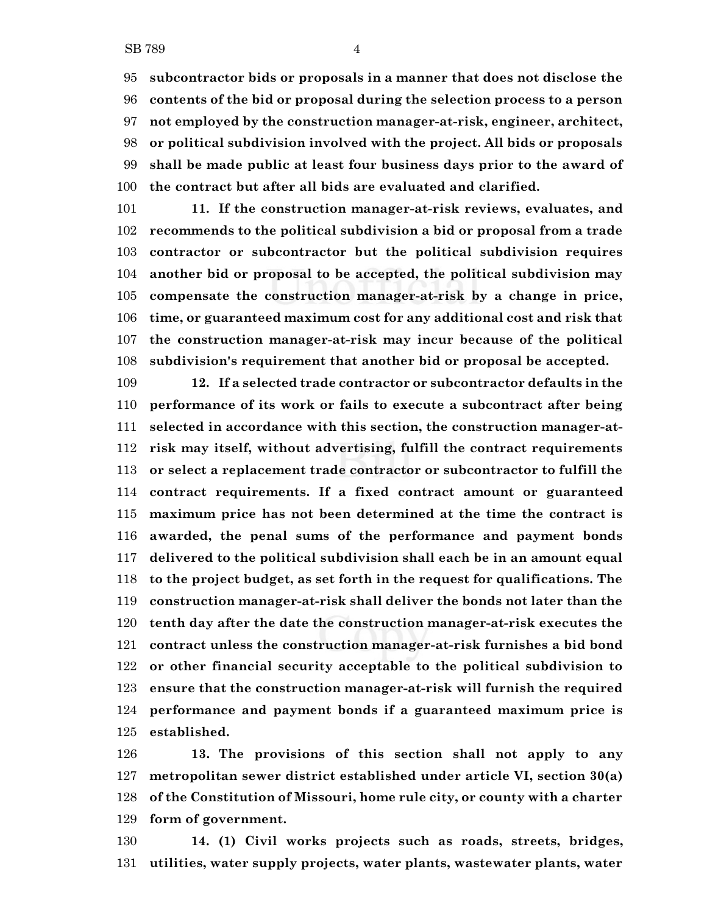**subcontractor bids or proposals in a manner that does not disclose the contents of the bid or proposal during the selection process to a person not employed by the construction manager-at-risk, engineer, architect, or political subdivision involved with the project. All bids or proposals shall be made public at least four business days prior to the award of the contract but after all bids are evaluated and clarified.**

**11. If the construction manager-at-risk reviews, evaluates, and recommends to the political subdivision a bid or proposal from a trade contractor or subcontractor but the political subdivision requires another bid or proposal to be accepted, the political subdivision may compensate the construction manager-at-risk by a change in price, time, or guaranteed maximum cost for any additional cost and risk that the construction manager-at-risk may incur because of the political subdivision's requirement that another bid or proposal be accepted.**

**12. If a selected trade contractor or subcontractor defaults in the performance of its work or fails to execute a subcontract after being selected in accordance with this section, the construction manager-at-risk may itself, without advertising, fulfill the contract requirements or select a replacement trade contractor or subcontractor to fulfill the contract requirements. If a fixed contract amount or guaranteed maximum price has not been determined at the time the contract is awarded, the penal sums of the performance and payment bonds delivered to the political subdivision shall each be in an amount equal to the project budget, as set forth in the request for qualifications. The construction manager-at-risk shall deliver the bonds not later than the tenth day after the date the construction manager-at-risk executes the contract unless the construction manager-at-risk furnishes a bid bond or other financial security acceptable to the political subdivision to ensure that the construction manager-at-risk will furnish the required performance and payment bonds if a guaranteed maximum price is established.**

**13. The provisions of this section shall not apply to any metropolitan sewer district established under article VI, section 30(a) of the Constitution of Missouri, home rule city, or county with a charter form of government.**

**14. (1) Civil works projects such as roads, streets, bridges, utilities, water supply projects, water plants, wastewater plants, water**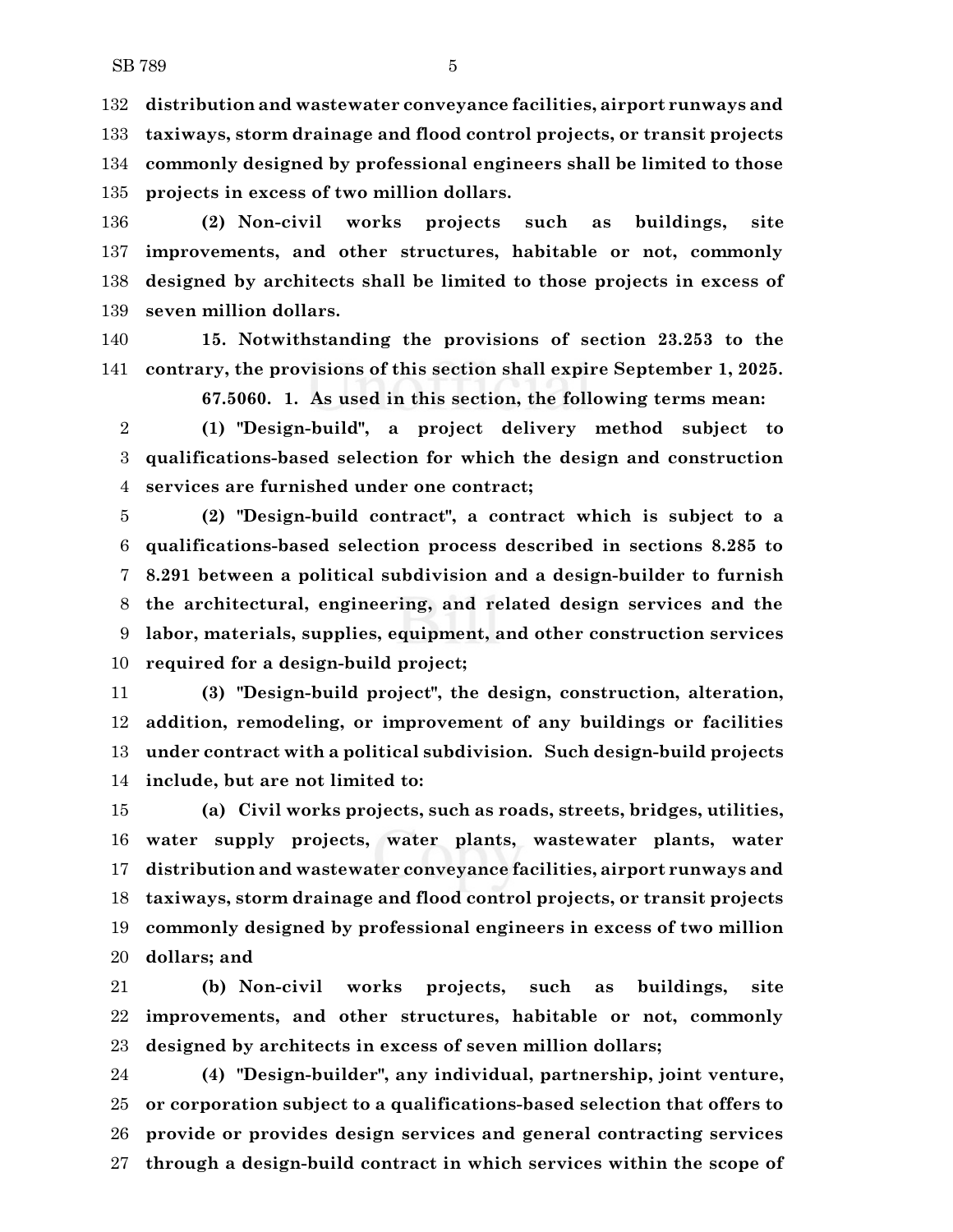**distribution and wastewater conveyance facilities, airport runways and taxiways, storm drainage and flood control projects, or transit projects commonly designed by professional engineers shall be limited to those projects in excess of two million dollars.**

**(2) Non-civil works projects such as buildings, site improvements, and other structures, habitable or not, commonly designed by architects shall be limited to those projects in excess of seven million dollars.**

**15. Notwithstanding the provisions of section 23.253 to the contrary, the provisions of this section shall expire September 1, 2025.**

**67.5060. 1. As used in this section, the following terms mean:**

**(1) "Design-build", a project delivery method subject to qualifications-based selection for which the design and construction services are furnished under one contract;**

**(2) "Design-build contract", a contract which is subject to a qualifications-based selection process described in sections 8.285 to 8.291 between a political subdivision and a design-builder to furnish the architectural, engineering, and related design services and the labor, materials, supplies, equipment, and other construction services required for a design-build project;**

**(3) "Design-build project", the design, construction, alteration, addition, remodeling, or improvement of any buildings or facilities under contract with a political subdivision. Such design-build projects include, but are not limited to:**

**(a) Civil works projects, such as roads, streets, bridges, utilities, water supply projects, water plants, wastewater plants, water distribution and wastewater conveyance facilities, airport runways and taxiways, storm drainage and flood control projects, or transit projects commonly designed by professional engineers in excess of two million dollars; and**

**(b) Non-civil works projects, such as buildings, site improvements, and other structures, habitable or not, commonly designed by architects in excess of seven million dollars;**

**(4) "Design-builder", any individual, partnership, joint venture, or corporation subject to a qualifications-based selection that offers to provide or provides design services and general contracting services through a design-build contract in which services within the scope of**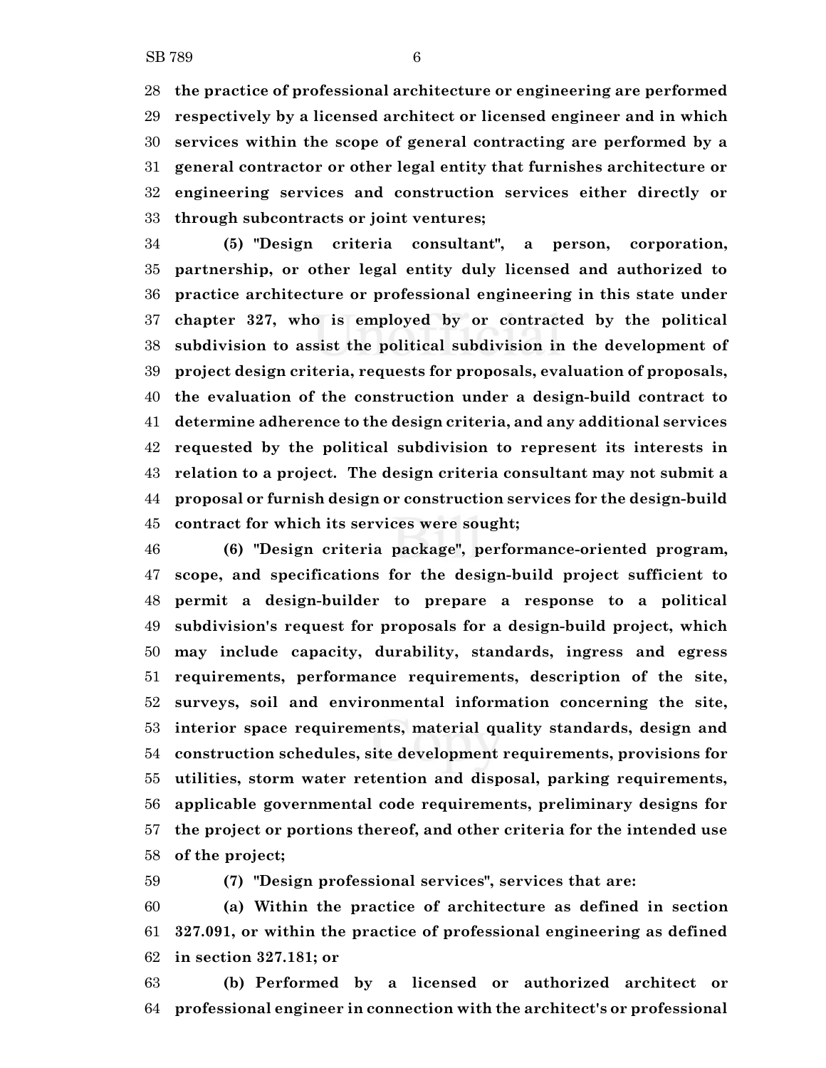**the practice of professional architecture or engineering are performed respectively by a licensed architect or licensed engineer and in which services within the scope of general contracting are performed by a general contractor or other legal entity that furnishes architecture or engineering services and construction services either directly or through subcontracts or joint ventures;**

**(5) "Design criteria consultant", a person, corporation, partnership, or other legal entity duly licensed and authorized to practice architecture or professional engineering in this state under chapter 327, who is employed by or contracted by the political subdivision to assist the political subdivision in the development of project design criteria, requests for proposals, evaluation of proposals, the evaluation of the construction under a design-build contract to determine adherence to the design criteria, and any additional services requested by the political subdivision to represent its interests in relation to a project. The design criteria consultant may not submit a proposal or furnish design or construction services for the design-build contract for which its services were sought;**

**(6) "Design criteria package", performance-oriented program, scope, and specifications for the design-build project sufficient to permit a design-builder to prepare a response to a political subdivision's request for proposals for a design-build project, which may include capacity, durability, standards, ingress and egress requirements, performance requirements, description of the site, surveys, soil and environmental information concerning the site, interior space requirements, material quality standards, design and construction schedules, site development requirements, provisions for utilities, storm water retention and disposal, parking requirements, applicable governmental code requirements, preliminary designs for the project or portions thereof, and other criteria for the intended use of the project;**

**(7) "Design professional services", services that are:**

**(a) Within the practice of architecture as defined in section 327.091, or within the practice of professional engineering as defined in section 327.181; or**

**(b) Performed by a licensed or authorized architect or professional engineer in connection with the architect's or professional**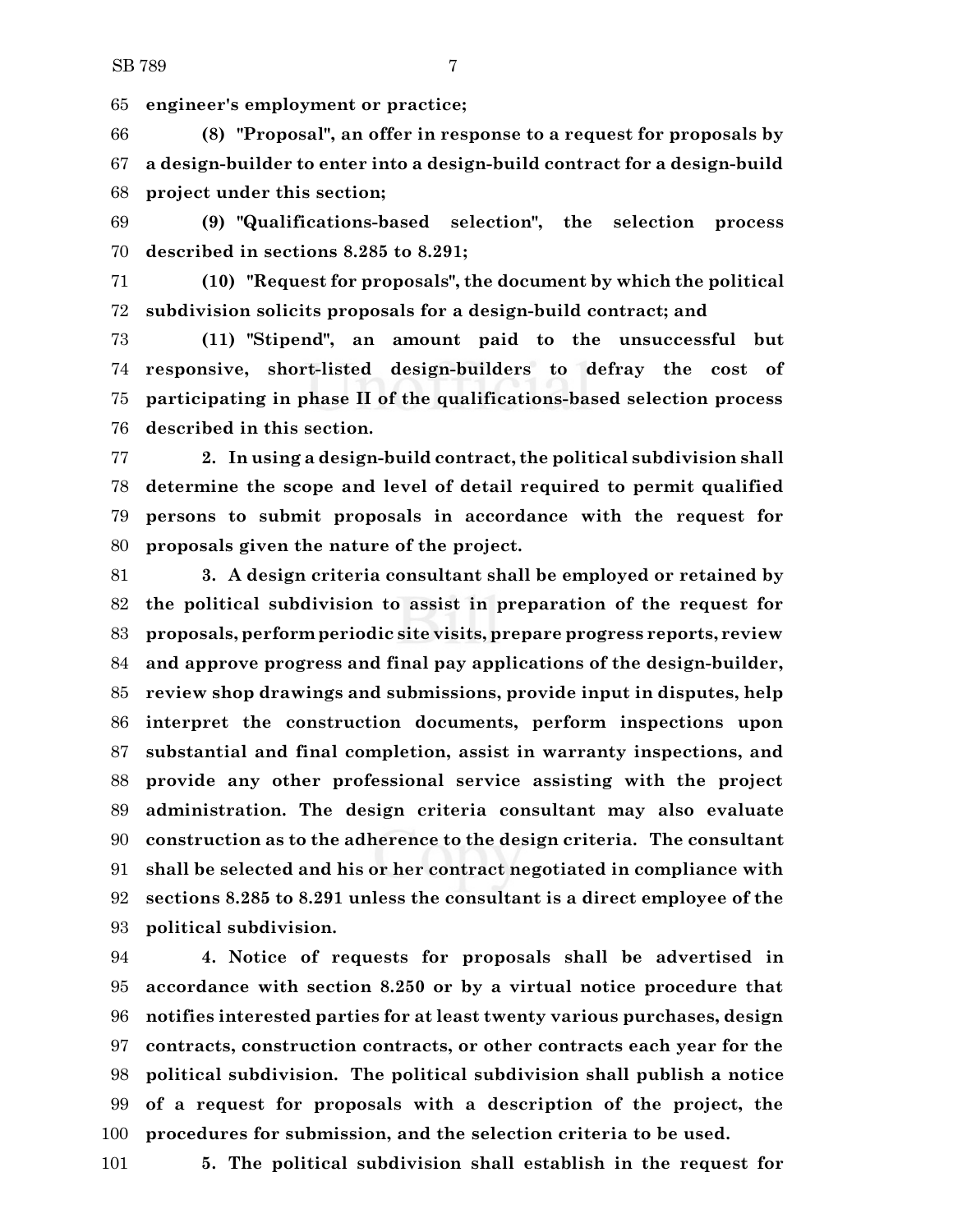**engineer's employment or practice;**

**(8) "Proposal", an offer in response to a request for proposals by a design-builder to enter into a design-build contract for a design-build project under this section;**

**(9) "Qualifications-based selection", the selection process described in sections 8.285 to 8.291;**

**(10) "Request for proposals", the document by which the political subdivision solicits proposals for a design-build contract; and**

**(11) "Stipend", an amount paid to the unsuccessful but responsive, short-listed design-builders to defray the cost of participating in phase II of the qualifications-based selection process described in this section.**

**2. In using a design-build contract, the political subdivision shall determine the scope and level of detail required to permit qualified persons to submit proposals in accordance with the request for proposals given the nature of the project.**

**3. A design criteria consultant shall be employed or retained by the political subdivision to assist in preparation of the request for proposals, perform periodic site visits, prepare progress reports, review and approve progress and final pay applications of the design-builder, review shop drawings and submissions, provide input in disputes, help interpret the construction documents, perform inspections upon substantial and final completion, assist in warranty inspections, and provide any other professional service assisting with the project administration. The design criteria consultant may also evaluate construction as to the adherence to the design criteria. The consultant shall be selected and his or her contract negotiated in compliance with sections 8.285 to 8.291 unless the consultant is a direct employee of the political subdivision.**

**4. Notice of requests for proposals shall be advertised in accordance with section 8.250 or by a virtual notice procedure that notifies interested parties for at least twenty various purchases, design contracts, construction contracts, or other contracts each year for the political subdivision. The political subdivision shall publish a notice of a request for proposals with a description of the project, the procedures for submission, and the selection criteria to be used.**

**5. The political subdivision shall establish in the request for**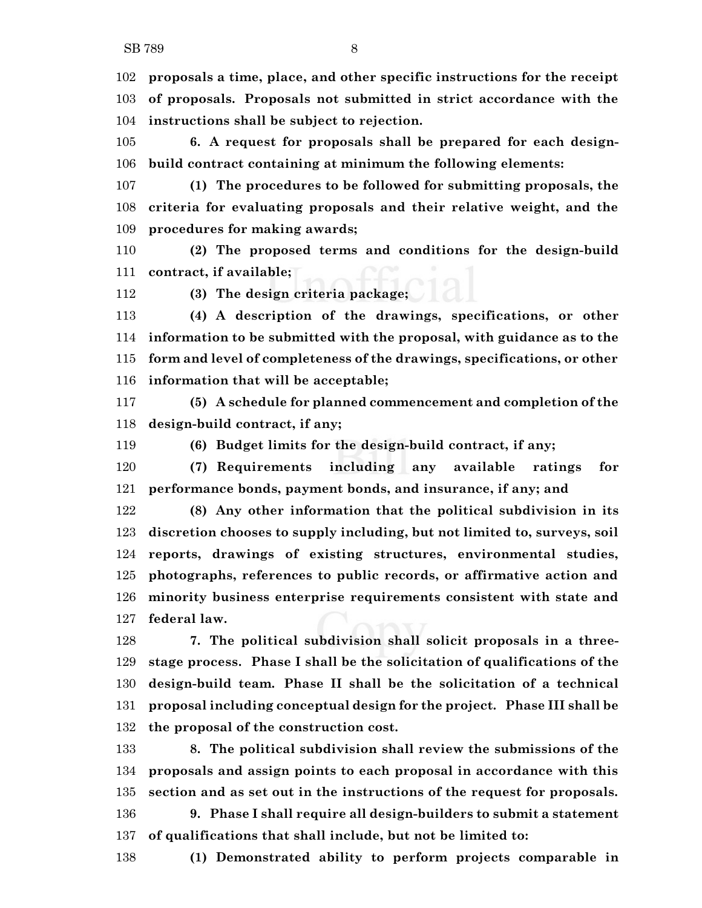**proposals a time, place, and other specific instructions for the receipt of proposals. Proposals not submitted in strict accordance with the instructions shall be subject to rejection.**

**6. A request for proposals shall be prepared for each design-build contract containing at minimum the following elements:**

**(1) The procedures to be followed for submitting proposals, the criteria for evaluating proposals and their relative weight, and the procedures for making awards;**

**(2) The proposed terms and conditions for the design-build contract, if available;**

**(3) The design criteria package;**

**(4) A description of the drawings, specifications, or other information to be submitted with the proposal, with guidance as to the form and level of completeness of the drawings, specifications, or other information that will be acceptable;**

**(5) A schedule for planned commencement and completion of the design-build contract, if any;**

**(6) Budget limits for the design-build contract, if any;**

**(7) Requirements including any available ratings for performance bonds, payment bonds, and insurance, if any; and**

**(8) Any other information that the political subdivision in its discretion chooses to supply including, but not limited to, surveys, soil reports, drawings of existing structures, environmental studies, photographs, references to public records, or affirmative action and minority business enterprise requirements consistent with state and federal law.**

**7. The political subdivision shall solicit proposals in a three-stage process. Phase I shall be the solicitation of qualifications of the design-build team. Phase II shall be the solicitation of a technical proposal including conceptual design for the project. Phase III shall be the proposal of the construction cost.**

**8. The political subdivision shall review the submissions of the proposals and assign points to each proposal in accordance with this section and as set out in the instructions of the request for proposals.**

**9. Phase I shall require all design-builders to submit a statement of qualifications that shall include, but not be limited to:**

**(1) Demonstrated ability to perform projects comparable in**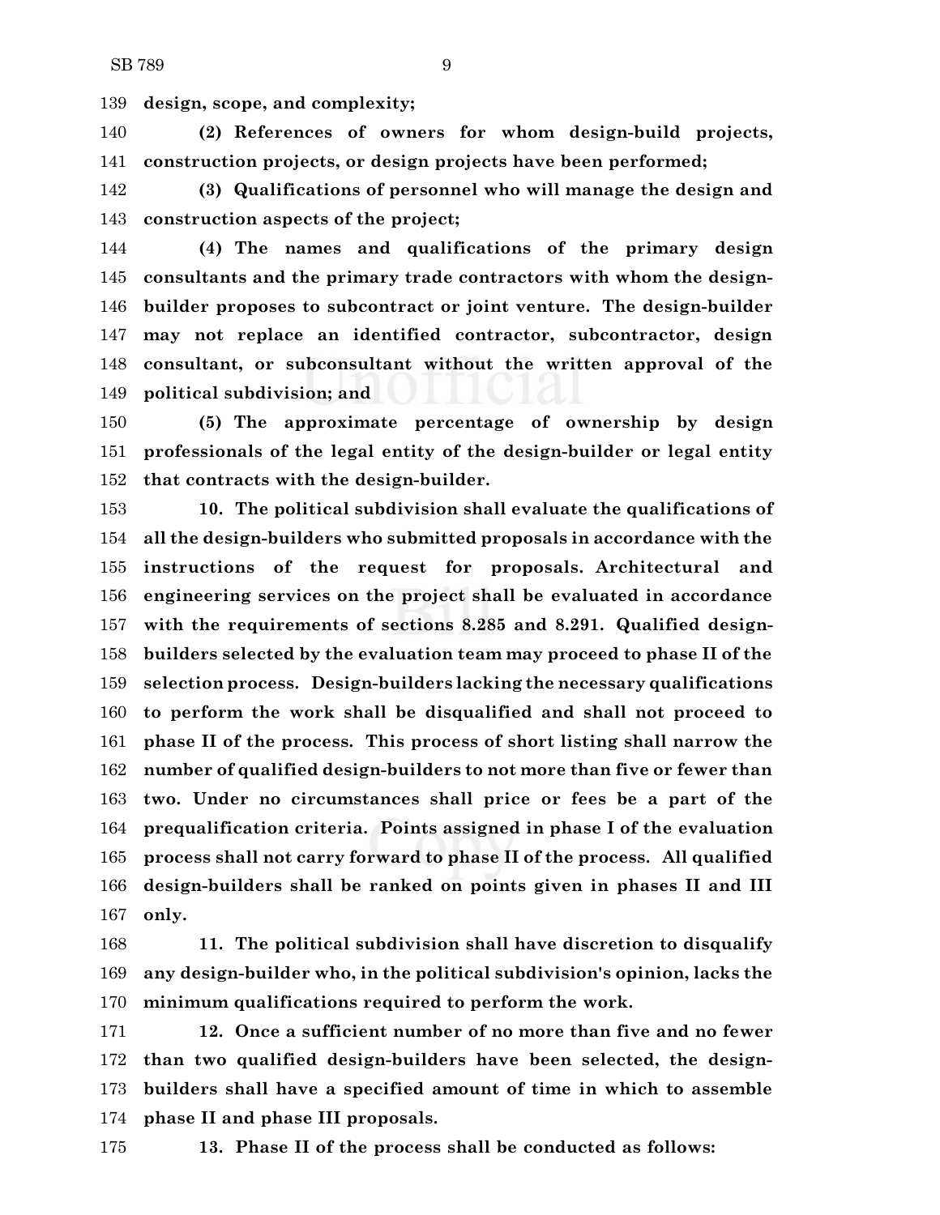**design, scope, and complexity;**

**(2) References of owners for whom design-build projects, construction projects, or design projects have been performed;**

**(3) Qualifications of personnel who will manage the design and construction aspects of the project;**

**(4) The names and qualifications of the primary design consultants and the primary trade contractors with whom the design-builder proposes to subcontract or joint venture. The design-builder may not replace an identified contractor, subcontractor, design consultant, or subconsultant without the written approval of the political subdivision; and**

**(5) The approximate percentage of ownership by design professionals of the legal entity of the design-builder or legal entity that contracts with the design-builder.**

**10. The political subdivision shall evaluate the qualifications of all the design-builders who submitted proposals in accordance with the instructions of the request for proposals. Architectural and engineering services on the project shall be evaluated in accordance with the requirements of sections 8.285 and 8.291. Qualified design-builders selected by the evaluation team may proceed to phase II of the selection process. Design-builders lacking the necessary qualifications to perform the work shall be disqualified and shall not proceed to phase II of the process. This process of short listing shall narrow the number of qualified design-builders to not more than five or fewer than two. Under no circumstances shall price or fees be a part of the prequalification criteria. Points assigned in phase I of the evaluation process shall not carry forward to phase II of the process. All qualified design-builders shall be ranked on points given in phases II and III only.**

**11. The political subdivision shall have discretion to disqualify any design-builder who, in the political subdivision's opinion, lacks the minimum qualifications required to perform the work.**

**12. Once a sufficient number of no more than five and no fewer than two qualified design-builders have been selected, the design-builders shall have a specified amount of time in which to assemble phase II and phase III proposals.**

**13. Phase II of the process shall be conducted as follows:**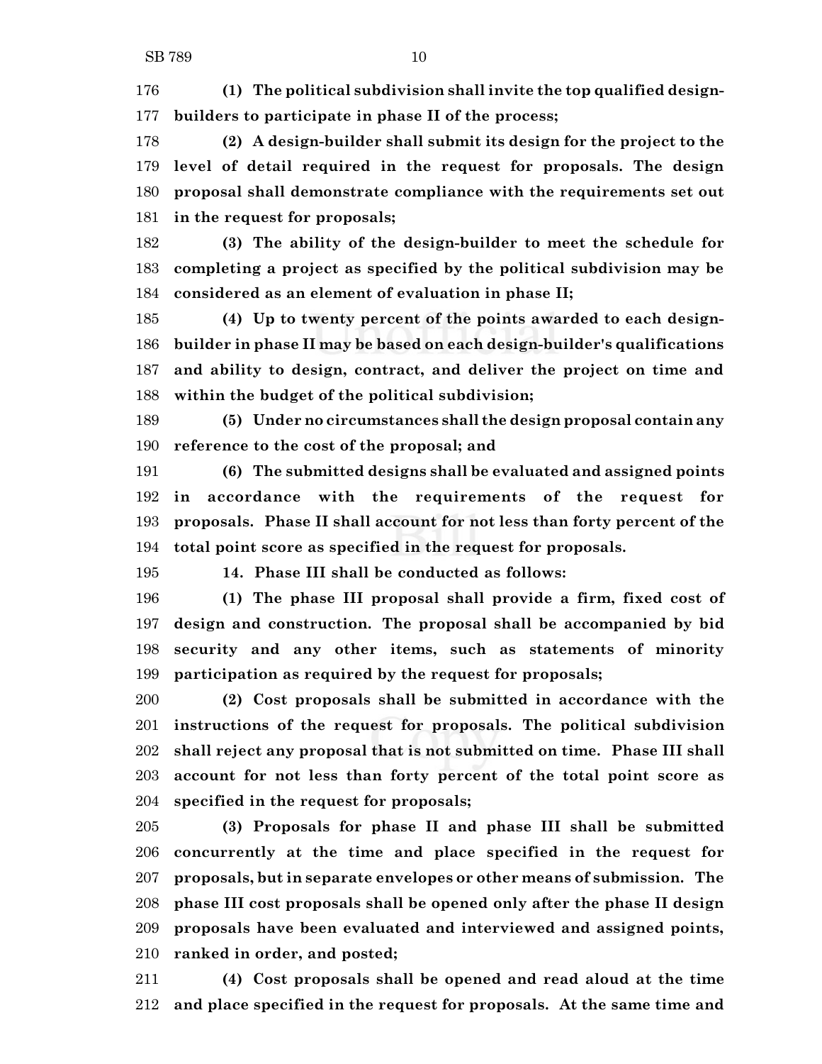**(1) The political subdivision shall invite the top qualified design-builders to participate in phase II of the process;**

**(2) A design-builder shall submit its design for the project to the level of detail required in the request for proposals. The design proposal shall demonstrate compliance with the requirements set out in the request for proposals;**

**(3) The ability of the design-builder to meet the schedule for completing a project as specified by the political subdivision may be considered as an element of evaluation in phase II;**

**(4) Up to twenty percent of the points awarded to each design-builder in phase II may be based on each design-builder's qualifications and ability to design, contract, and deliver the project on time and within the budget of the political subdivision;**

**(5) Under no circumstances shall the design proposal contain any reference to the cost of the proposal; and**

**(6) The submitted designs shall be evaluated and assigned points in accordance with the requirements of the request for proposals. Phase II shall account for not less than forty percent of the total point score as specified in the request for proposals.**

**14. Phase III shall be conducted as follows:**

**(1) The phase III proposal shall provide a firm, fixed cost of design and construction. The proposal shall be accompanied by bid security and any other items, such as statements of minority participation as required by the request for proposals;**

**(2) Cost proposals shall be submitted in accordance with the instructions of the request for proposals. The political subdivision shall reject any proposal that is not submitted on time. Phase III shall account for not less than forty percent of the total point score as specified in the request for proposals;**

**(3) Proposals for phase II and phase III shall be submitted concurrently at the time and place specified in the request for proposals, but in separate envelopes or other means of submission. The phase III cost proposals shall be opened only after the phase II design proposals have been evaluated and interviewed and assigned points, ranked in order, and posted;**

**(4) Cost proposals shall be opened and read aloud at the time and place specified in the request for proposals. At the same time and**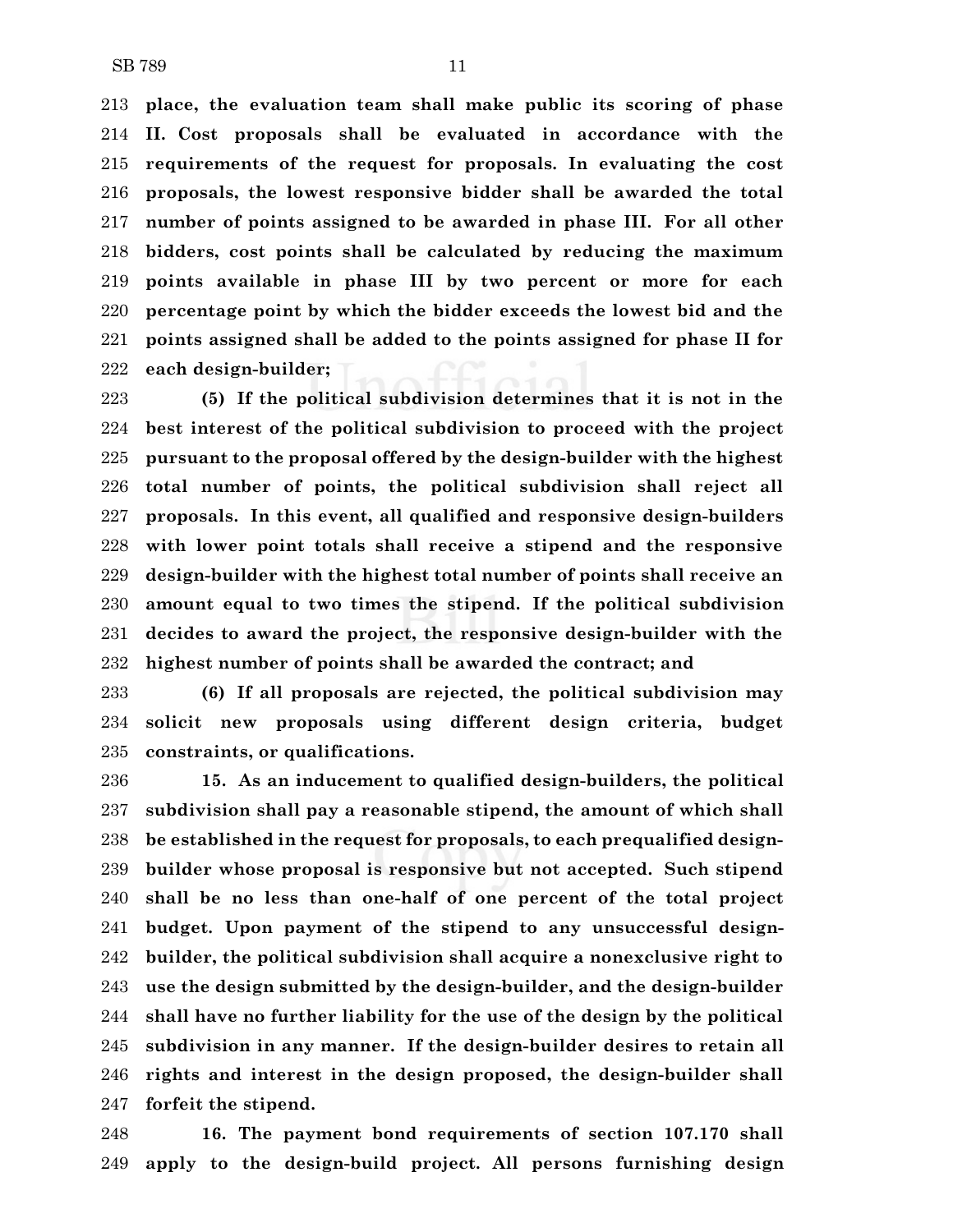**place, the evaluation team shall make public its scoring of phase II. Cost proposals shall be evaluated in accordance with the requirements of the request for proposals. In evaluating the cost proposals, the lowest responsive bidder shall be awarded the total number of points assigned to be awarded in phase III. For all other bidders, cost points shall be calculated by reducing the maximum points available in phase III by two percent or more for each percentage point by which the bidder exceeds the lowest bid and the points assigned shall be added to the points assigned for phase II for each design-builder;**

**(5) If the political subdivision determines that it is not in the best interest of the political subdivision to proceed with the project pursuant to the proposal offered by the design-builder with the highest total number of points, the political subdivision shall reject all proposals. In this event, all qualified and responsive design-builders with lower point totals shall receive a stipend and the responsive design-builder with the highest total number of points shall receive an amount equal to two times the stipend. If the political subdivision decides to award the project, the responsive design-builder with the highest number of points shall be awarded the contract; and**

**(6) If all proposals are rejected, the political subdivision may solicit new proposals using different design criteria, budget constraints, or qualifications.**

**15. As an inducement to qualified design-builders, the political subdivision shall pay a reasonable stipend, the amount of which shall be established in the request for proposals, to each prequalified design-builder whose proposal is responsive but not accepted. Such stipend shall be no less than one-half of one percent of the total project budget. Upon payment of the stipend to any unsuccessful design-builder, the political subdivision shall acquire a nonexclusive right to use the design submitted by the design-builder, and the design-builder shall have no further liability for the use of the design by the political subdivision in any manner. If the design-builder desires to retain all rights and interest in the design proposed, the design-builder shall forfeit the stipend.**

**16. The payment bond requirements of section 107.170 shall apply to the design-build project. All persons furnishing design**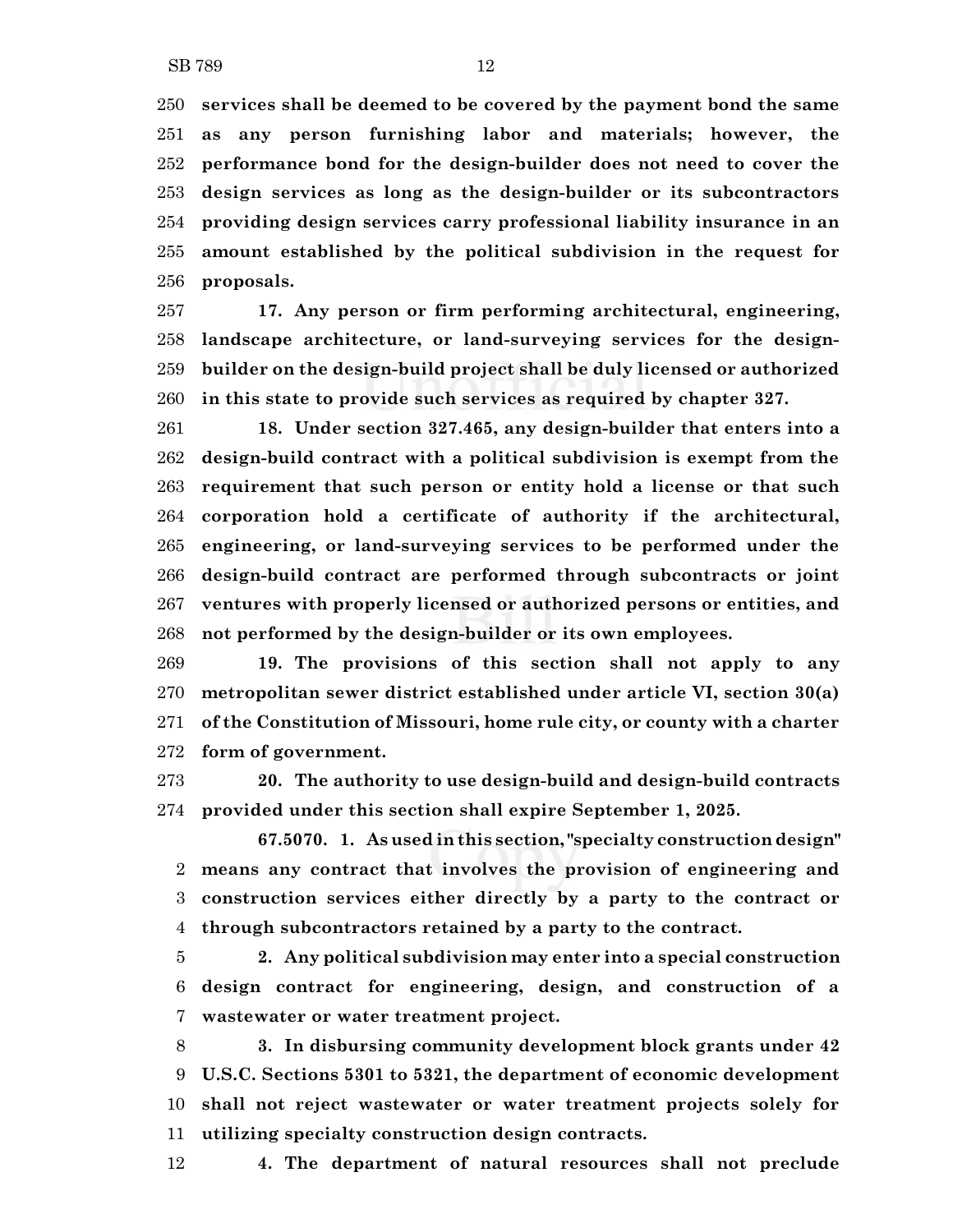**services shall be deemed to be covered by the payment bond the same as any person furnishing labor and materials; however, the performance bond for the design-builder does not need to cover the design services as long as the design-builder or its subcontractors providing design services carry professional liability insurance in an amount established by the political subdivision in the request for proposals.**

**17. Any person or firm performing architectural, engineering, landscape architecture, or land-surveying services for the design-builder on the design-build project shall be duly licensed or authorized in this state to provide such services as required by chapter 327.**

**18. Under section 327.465, any design-builder that enters into a design-build contract with a political subdivision is exempt from the requirement that such person or entity hold a license or that such corporation hold a certificate of authority if the architectural, engineering, or land-surveying services to be performed under the design-build contract are performed through subcontracts or joint ventures with properly licensed or authorized persons or entities, and not performed by the design-builder or its own employees.**

**19. The provisions of this section shall not apply to any metropolitan sewer district established under article VI, section 30(a) of the Constitution of Missouri, home rule city, or county with a charter form of government.**

**20. The authority to use design-build and design-build contracts provided under this section shall expire September 1, 2025.**

**67.5070. 1. As used in this section, "specialty construction design" means any contract that involves the provision of engineering and construction services either directly by a party to the contract or through subcontractors retained by a party to the contract.**

**2. Any political subdivision may enter into a special construction design contract for engineering, design, and construction of a wastewater or water treatment project.**

**3. In disbursing community development block grants under 42 U.S.C. Sections 5301 to 5321, the department of economic development shall not reject wastewater or water treatment projects solely for utilizing specialty construction design contracts.**

**4. The department of natural resources shall not preclude**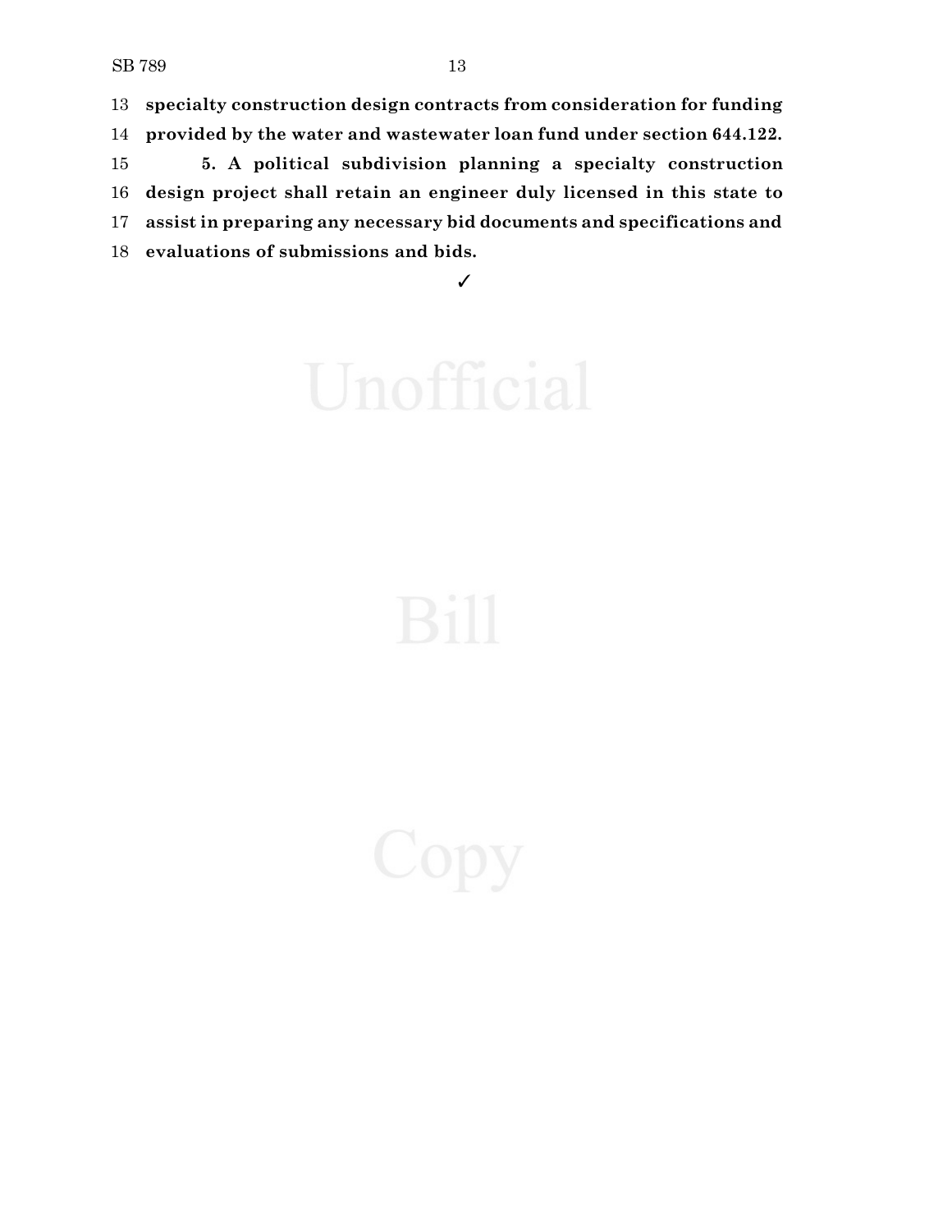**specialty construction design contracts from consideration for funding provided by the water and wastewater loan fund under section 644.122.**

**5. A political subdivision planning a specialty construction design project shall retain an engineer duly licensed in this state to assist in preparing any necessary bid documents and specifications and evaluations of submissions and bids.**

✓